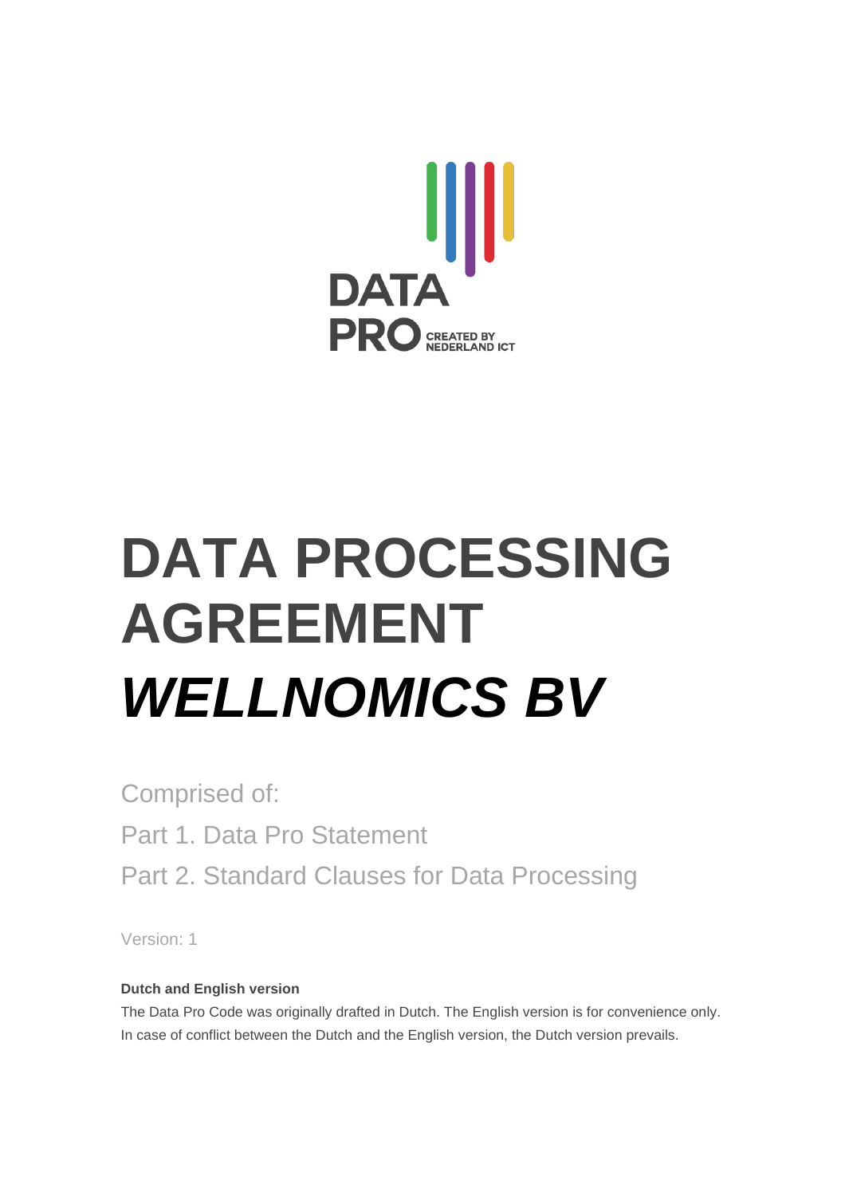DATA PRO CREATED BY NEDERLAND ICT

# DATA PROCESSING AGREEMENT *WELLNOMICS BV*

Comprised of:

Part 1. Data Pro Statement

Part 2. Standard Clauses for Data Processing

Version: 1

**Dutch and English version**

The Data Pro Code was originally drafted in Dutch. The English version is for convenience only. In case of conflict between the Dutch and the English version, the Dutch version prevails.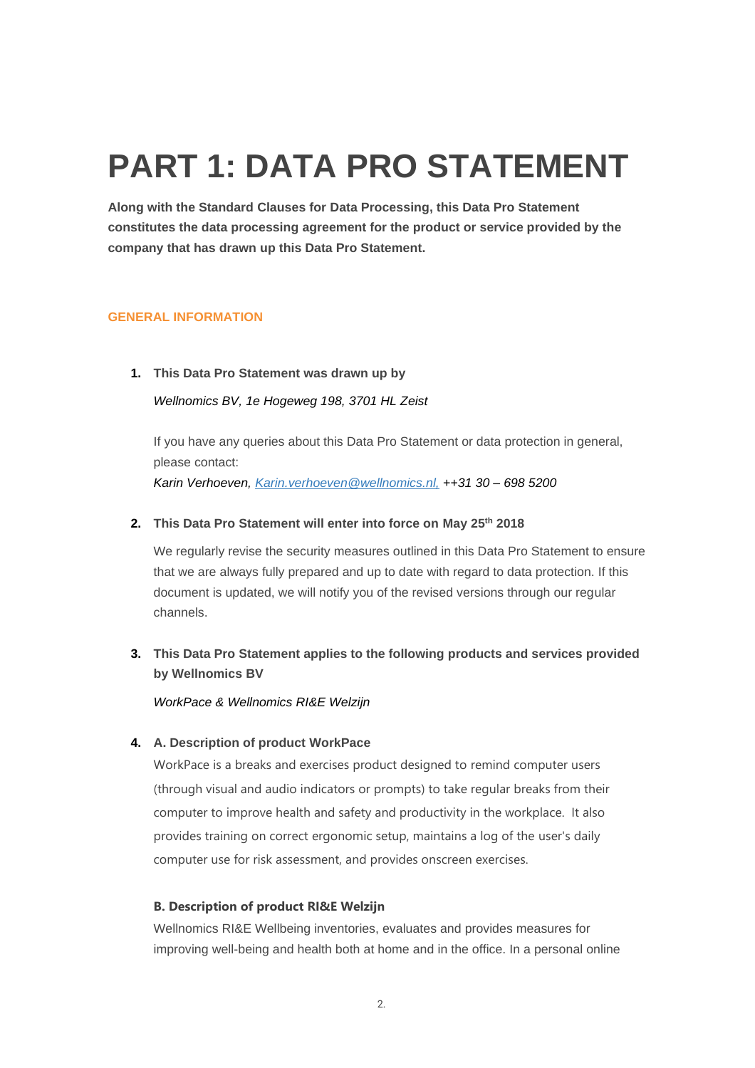# PART 1: DATA PRO STATEMENT

**Along with the Standard Clauses for Data Processing, this Data Pro Statement constitutes the data processing agreement for the product or service provided by the company that has drawn up this Data Pro Statement.**

## GENERAL INFORMATION

1. **This Data Pro Statement was drawn up by**

   *Wellnomics BV, 1e Hogeweg 198, 3701 HL Zeist*

   If you have any queries about this Data Pro Statement or data protection in general, please contact:
   *Karin Verhoeven, [Karin.verhoeven@wellnomics.nl,](mailto:Karin.verhoeven@wellnomics.nl) ++31 30 – 698 5200*

2. **This Data Pro Statement will enter into force on May 25th 2018**

   We regularly revise the security measures outlined in this Data Pro Statement to ensure that we are always fully prepared and up to date with regard to data protection. If this document is updated, we will notify you of the revised versions through our regular channels.

3. **This Data Pro Statement applies to the following products and services provided by Wellnomics BV**

   *WorkPace & Wellnomics RI&E Welzijn*

4. **A. Description of product WorkPace**

   WorkPace is a breaks and exercises product designed to remind computer users (through visual and audio indicators or prompts) to take regular breaks from their computer to improve health and safety and productivity in the workplace. It also provides training on correct ergonomic setup, maintains a log of the user's daily computer use for risk assessment, and provides onscreen exercises.

   **B. Description of product RI&E Welzijn**

   Wellnomics RI&E Wellbeing inventories, evaluates and provides measures for improving well-being and health both at home and in the office. In a personal online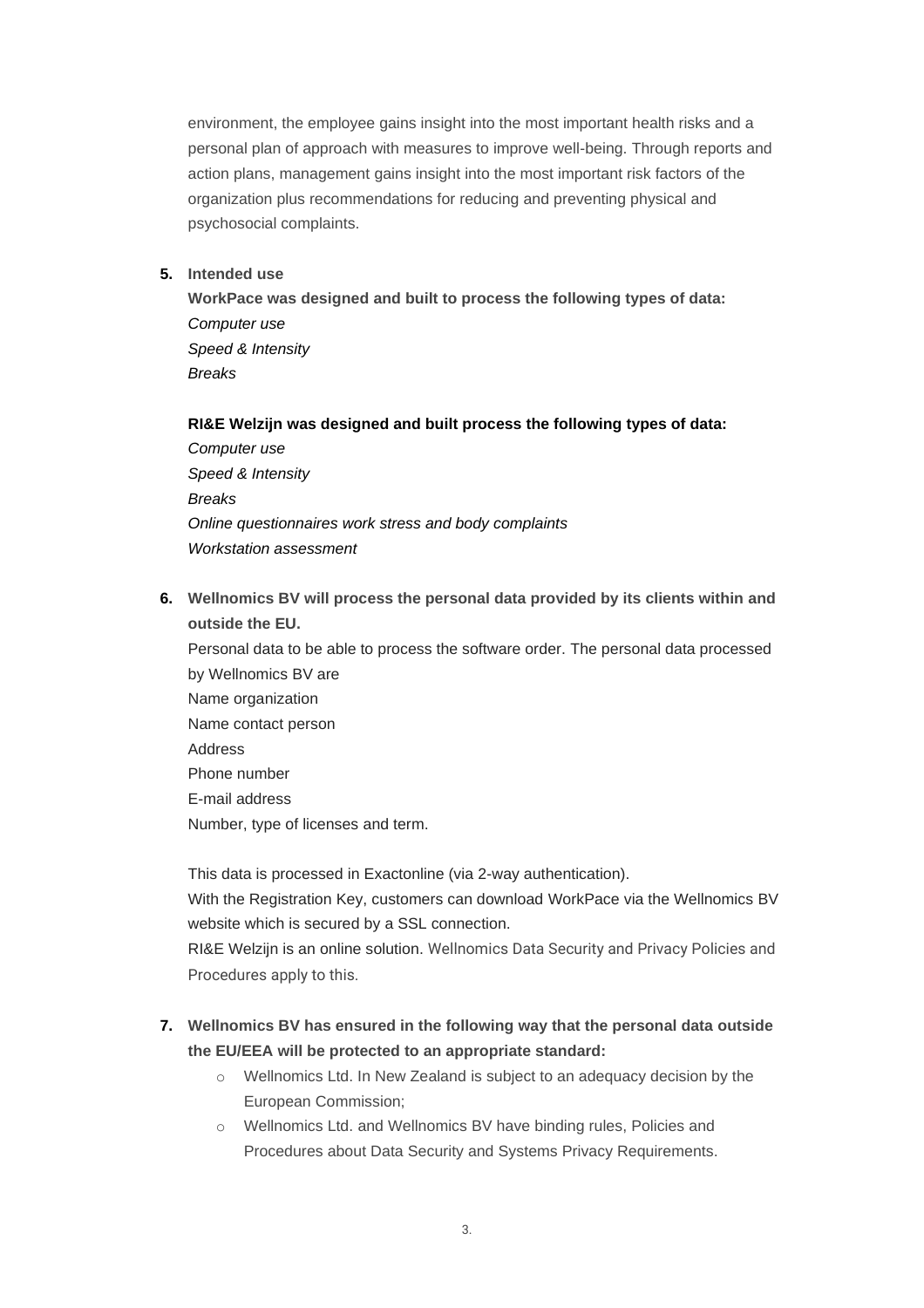environment, the employee gains insight into the most important health risks and a personal plan of approach with measures to improve well-being. Through reports and action plans, management gains insight into the most important risk factors of the organization plus recommendations for reducing and preventing physical and psychosocial complaints.

5. **Intended use**

   **WorkPace was designed and built to process the following types of data:**
   *Computer use*
   *Speed & Intensity*
   *Breaks*

   **RI&E Welzijn was designed and built process the following types of data:**
   *Computer use*
   *Speed & Intensity*
   *Breaks*
   *Online questionnaires work stress and body complaints*
   *Workstation assessment*

6. **Wellnomics BV will process the personal data provided by its clients within and outside the EU.**

   Personal data to be able to process the software order. The personal data processed by Wellnomics BV are
   Name organization
   Name contact person
   Address
   Phone number
   E-mail address
   Number, type of licenses and term.

   This data is processed in Exactonline (via 2-way authentication).
   With the Registration Key, customers can download WorkPace via the Wellnomics BV website which is secured by a SSL connection.
   RI&E Welzijn is an online solution. Wellnomics Data Security and Privacy Policies and Procedures apply to this.

7. **Wellnomics BV has ensured in the following way that the personal data outside the EU/EEA will be protected to an appropriate standard:**
   - Wellnomics Ltd. In New Zealand is subject to an adequacy decision by the European Commission;
   - Wellnomics Ltd. and Wellnomics BV have binding rules, Policies and Procedures about Data Security and Systems Privacy Requirements.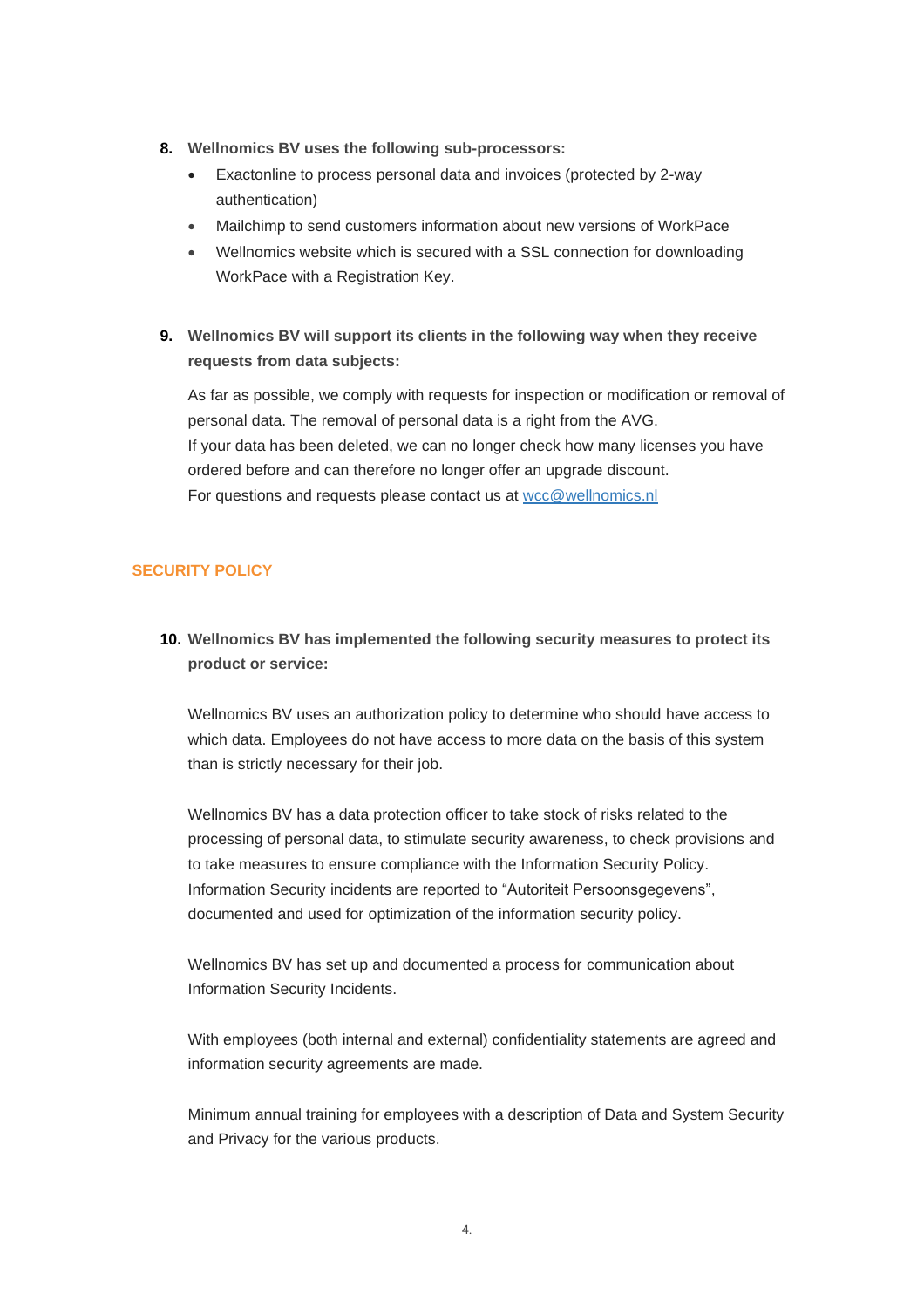8. **Wellnomics BV uses the following sub-processors:**
   - Exactonline to process personal data and invoices (protected by 2-way authentication)
   - Mailchimp to send customers information about new versions of WorkPace
   - Wellnomics website which is secured with a SSL connection for downloading WorkPace with a Registration Key.

9. **Wellnomics BV will support its clients in the following way when they receive requests from data subjects:**

   As far as possible, we comply with requests for inspection or modification or removal of personal data. The removal of personal data is a right from the AVG.
   If your data has been deleted, we can no longer check how many licenses you have ordered before and can therefore no longer offer an upgrade discount.
   For questions and requests please contact us at wcc@wellnomics.nl

## SECURITY POLICY

10. **Wellnomics BV has implemented the following security measures to protect its product or service:**

    Wellnomics BV uses an authorization policy to determine who should have access to which data. Employees do not have access to more data on the basis of this system than is strictly necessary for their job.

    Wellnomics BV has a data protection officer to take stock of risks related to the processing of personal data, to stimulate security awareness, to check provisions and to take measures to ensure compliance with the Information Security Policy. Information Security incidents are reported to “Autoriteit Persoonsgegevens”, documented and used for optimization of the information security policy.

    Wellnomics BV has set up and documented a process for communication about Information Security Incidents.

    With employees (both internal and external) confidentiality statements are agreed and information security agreements are made.

    Minimum annual training for employees with a description of Data and System Security and Privacy for the various products.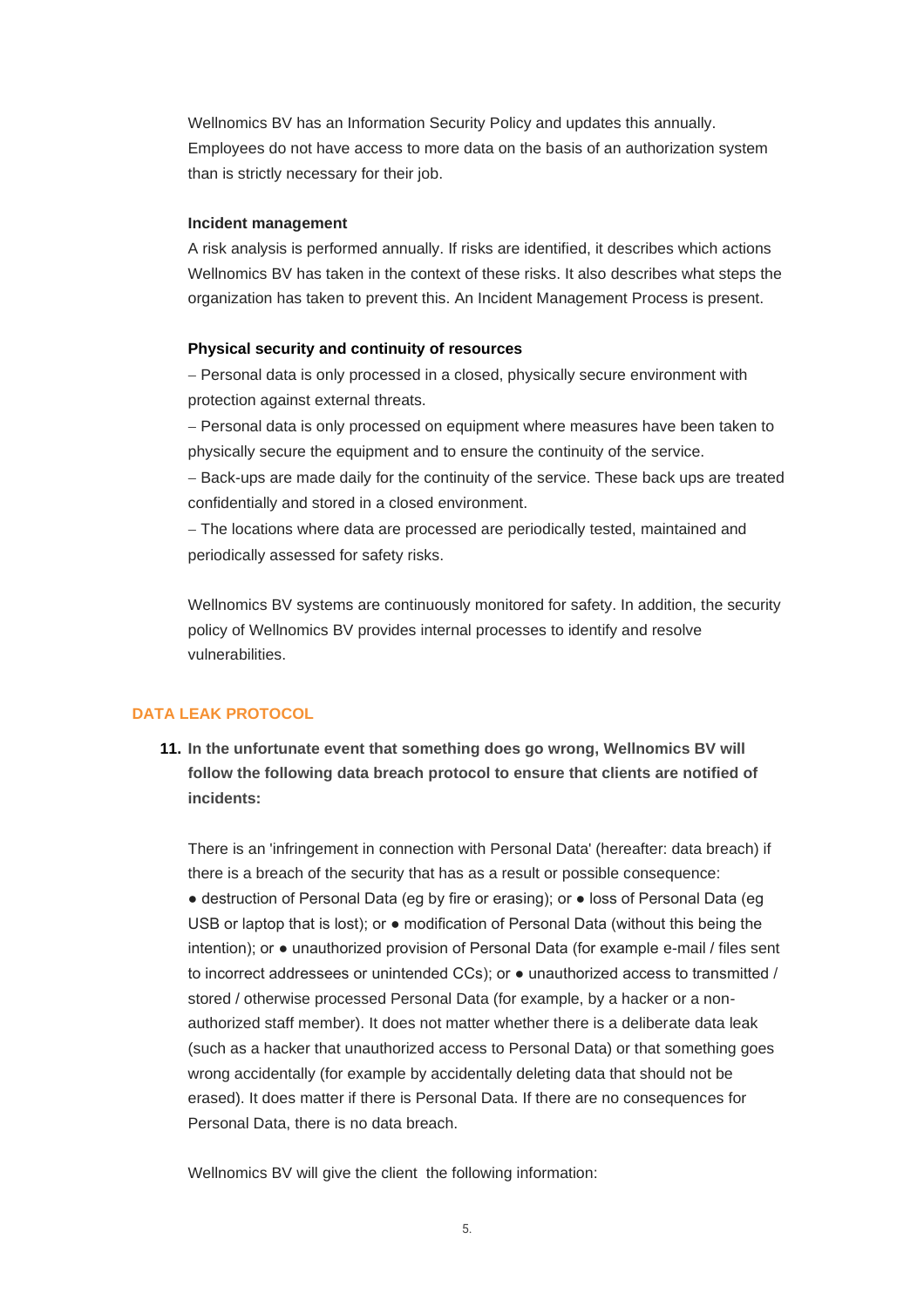Wellnomics BV has an Information Security Policy and updates this annually. Employees do not have access to more data on the basis of an authorization system than is strictly necessary for their job.

**Incident management**

A risk analysis is performed annually. If risks are identified, it describes which actions Wellnomics BV has taken in the context of these risks. It also describes what steps the organization has taken to prevent this. An Incident Management Process is present.

**Physical security and continuity of resources**

– Personal data is only processed in a closed, physically secure environment with protection against external threats.

– Personal data is only processed on equipment where measures have been taken to physically secure the equipment and to ensure the continuity of the service.

– Back-ups are made daily for the continuity of the service. These back ups are treated confidentially and stored in a closed environment.

– The locations where data are processed are periodically tested, maintained and periodically assessed for safety risks.

Wellnomics BV systems are continuously monitored for safety. In addition, the security policy of Wellnomics BV provides internal processes to identify and resolve vulnerabilities.

## DATA LEAK PROTOCOL

11. **In the unfortunate event that something does go wrong, Wellnomics BV will follow the following data breach protocol to ensure that clients are notified of incidents:**

    There is an 'infringement in connection with Personal Data' (hereafter: data breach) if there is a breach of the security that has as a result or possible consequence: ● destruction of Personal Data (eg by fire or erasing); or ● loss of Personal Data (eg USB or laptop that is lost); or ● modification of Personal Data (without this being the intention); or ● unauthorized provision of Personal Data (for example e-mail / files sent to incorrect addressees or unintended CCs); or ● unauthorized access to transmitted / stored / otherwise processed Personal Data (for example, by a hacker or a non-authorized staff member). It does not matter whether there is a deliberate data leak (such as a hacker that unauthorized access to Personal Data) or that something goes wrong accidentally (for example by accidentally deleting data that should not be erased). It does matter if there is Personal Data. If there are no consequences for Personal Data, there is no data breach.

    Wellnomics BV will give the client the following information: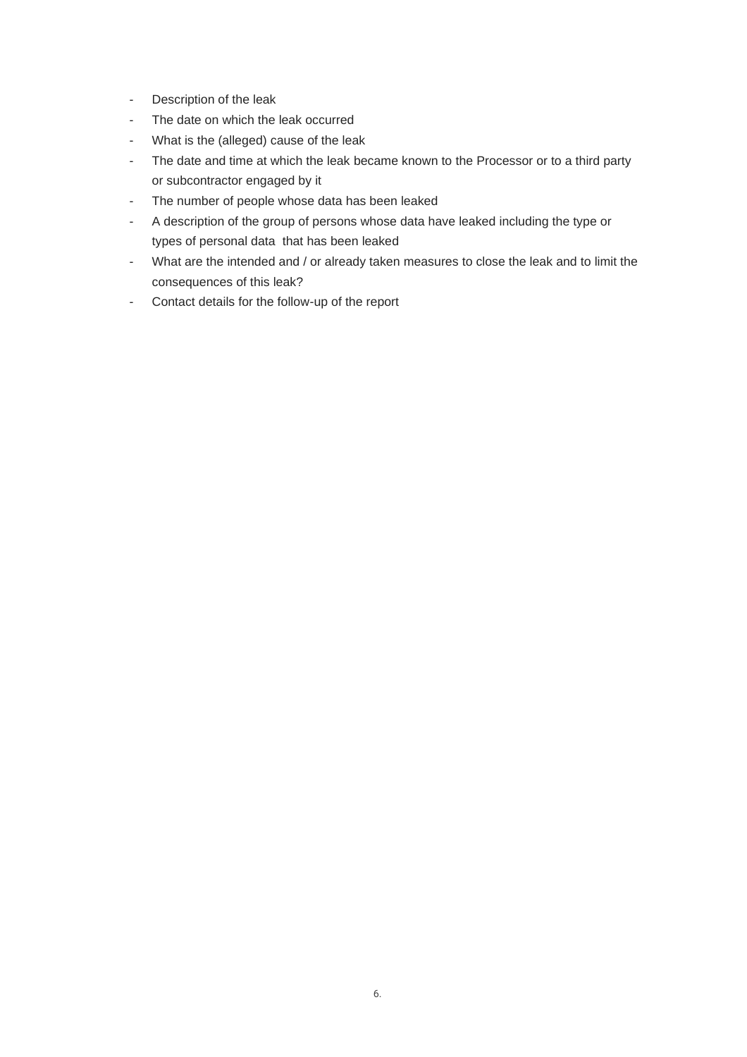- Description of the leak
- The date on which the leak occurred
- What is the (alleged) cause of the leak
- The date and time at which the leak became known to the Processor or to a third party or subcontractor engaged by it
- The number of people whose data has been leaked
- A description of the group of persons whose data have leaked including the type or types of personal data that has been leaked
- What are the intended and / or already taken measures to close the leak and to limit the consequences of this leak?
- Contact details for the follow-up of the report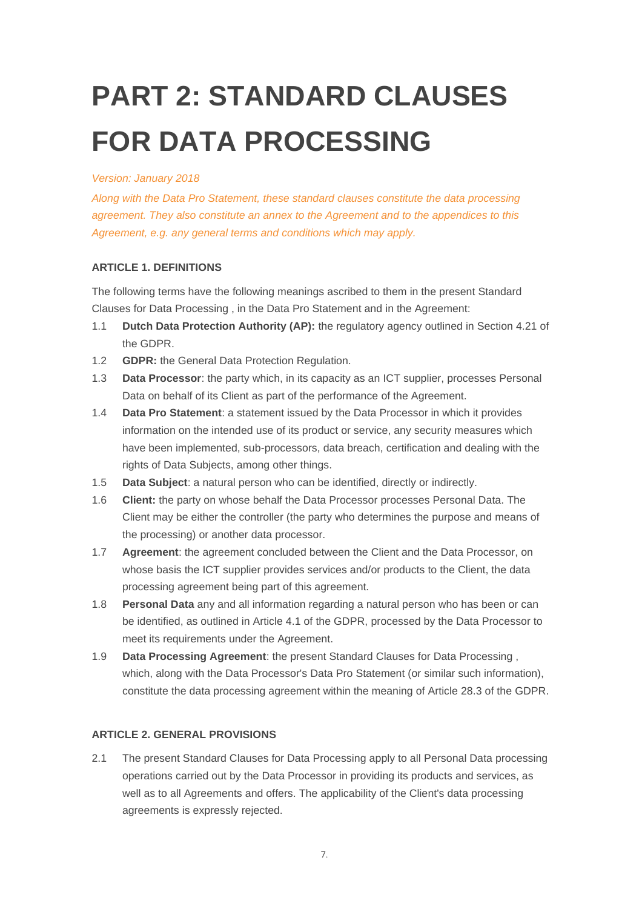# PART 2: STANDARD CLAUSES FOR DATA PROCESSING

*Version: January 2018*

*Along with the Data Pro Statement, these standard clauses constitute the data processing agreement. They also constitute an annex to the Agreement and to the appendices to this Agreement, e.g. any general terms and conditions which may apply.*

**ARTICLE 1. DEFINITIONS**

The following terms have the following meanings ascribed to them in the present Standard Clauses for Data Processing , in the Data Pro Statement and in the Agreement:

1.1 **Dutch Data Protection Authority (AP):** the regulatory agency outlined in Section 4.21 of the GDPR.

1.2 **GDPR:** the General Data Protection Regulation.

1.3 **Data Processor**: the party which, in its capacity as an ICT supplier, processes Personal Data on behalf of its Client as part of the performance of the Agreement.

1.4 **Data Pro Statement**: a statement issued by the Data Processor in which it provides information on the intended use of its product or service, any security measures which have been implemented, sub-processors, data breach, certification and dealing with the rights of Data Subjects, among other things.

1.5 **Data Subject**: a natural person who can be identified, directly or indirectly.

1.6 **Client:** the party on whose behalf the Data Processor processes Personal Data. The Client may be either the controller (the party who determines the purpose and means of the processing) or another data processor.

1.7 **Agreement**: the agreement concluded between the Client and the Data Processor, on whose basis the ICT supplier provides services and/or products to the Client, the data processing agreement being part of this agreement.

1.8 **Personal Data** any and all information regarding a natural person who has been or can be identified, as outlined in Article 4.1 of the GDPR, processed by the Data Processor to meet its requirements under the Agreement.

1.9 **Data Processing Agreement**: the present Standard Clauses for Data Processing , which, along with the Data Processor's Data Pro Statement (or similar such information), constitute the data processing agreement within the meaning of Article 28.3 of the GDPR.

**ARTICLE 2. GENERAL PROVISIONS**

2.1 The present Standard Clauses for Data Processing apply to all Personal Data processing operations carried out by the Data Processor in providing its products and services, as well as to all Agreements and offers. The applicability of the Client's data processing agreements is expressly rejected.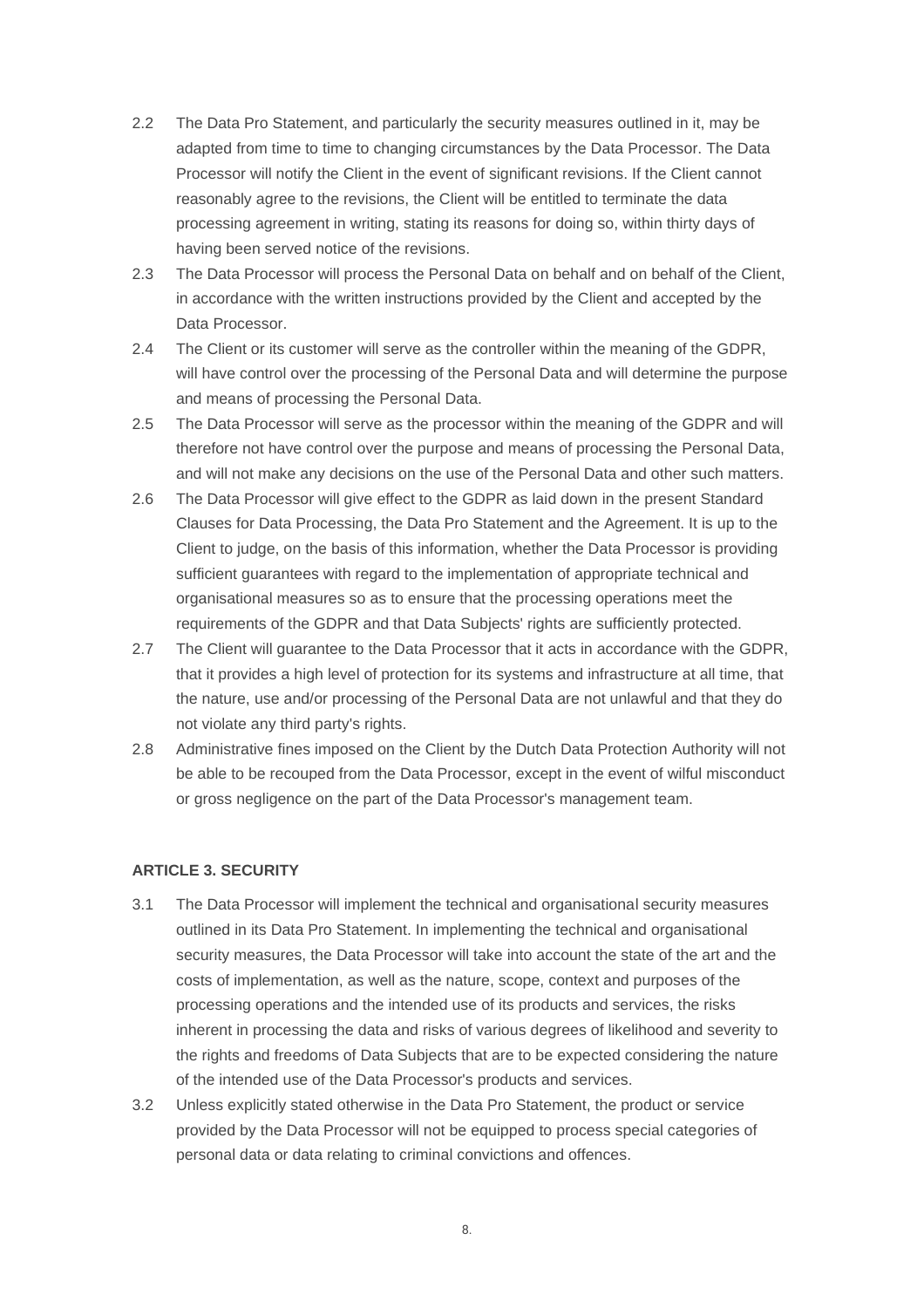2.2 The Data Pro Statement, and particularly the security measures outlined in it, may be adapted from time to time to changing circumstances by the Data Processor. The Data Processor will notify the Client in the event of significant revisions. If the Client cannot reasonably agree to the revisions, the Client will be entitled to terminate the data processing agreement in writing, stating its reasons for doing so, within thirty days of having been served notice of the revisions.

2.3 The Data Processor will process the Personal Data on behalf and on behalf of the Client, in accordance with the written instructions provided by the Client and accepted by the Data Processor.

2.4 The Client or its customer will serve as the controller within the meaning of the GDPR, will have control over the processing of the Personal Data and will determine the purpose and means of processing the Personal Data.

2.5 The Data Processor will serve as the processor within the meaning of the GDPR and will therefore not have control over the purpose and means of processing the Personal Data, and will not make any decisions on the use of the Personal Data and other such matters.

2.6 The Data Processor will give effect to the GDPR as laid down in the present Standard Clauses for Data Processing, the Data Pro Statement and the Agreement. It is up to the Client to judge, on the basis of this information, whether the Data Processor is providing sufficient guarantees with regard to the implementation of appropriate technical and organisational measures so as to ensure that the processing operations meet the requirements of the GDPR and that Data Subjects' rights are sufficiently protected.

2.7 The Client will guarantee to the Data Processor that it acts in accordance with the GDPR, that it provides a high level of protection for its systems and infrastructure at all time, that the nature, use and/or processing of the Personal Data are not unlawful and that they do not violate any third party's rights.

2.8 Administrative fines imposed on the Client by the Dutch Data Protection Authority will not be able to be recouped from the Data Processor, except in the event of wilful misconduct or gross negligence on the part of the Data Processor's management team.

**ARTICLE 3. SECURITY**

3.1 The Data Processor will implement the technical and organisational security measures outlined in its Data Pro Statement. In implementing the technical and organisational security measures, the Data Processor will take into account the state of the art and the costs of implementation, as well as the nature, scope, context and purposes of the processing operations and the intended use of its products and services, the risks inherent in processing the data and risks of various degrees of likelihood and severity to the rights and freedoms of Data Subjects that are to be expected considering the nature of the intended use of the Data Processor's products and services.

3.2 Unless explicitly stated otherwise in the Data Pro Statement, the product or service provided by the Data Processor will not be equipped to process special categories of personal data or data relating to criminal convictions and offences.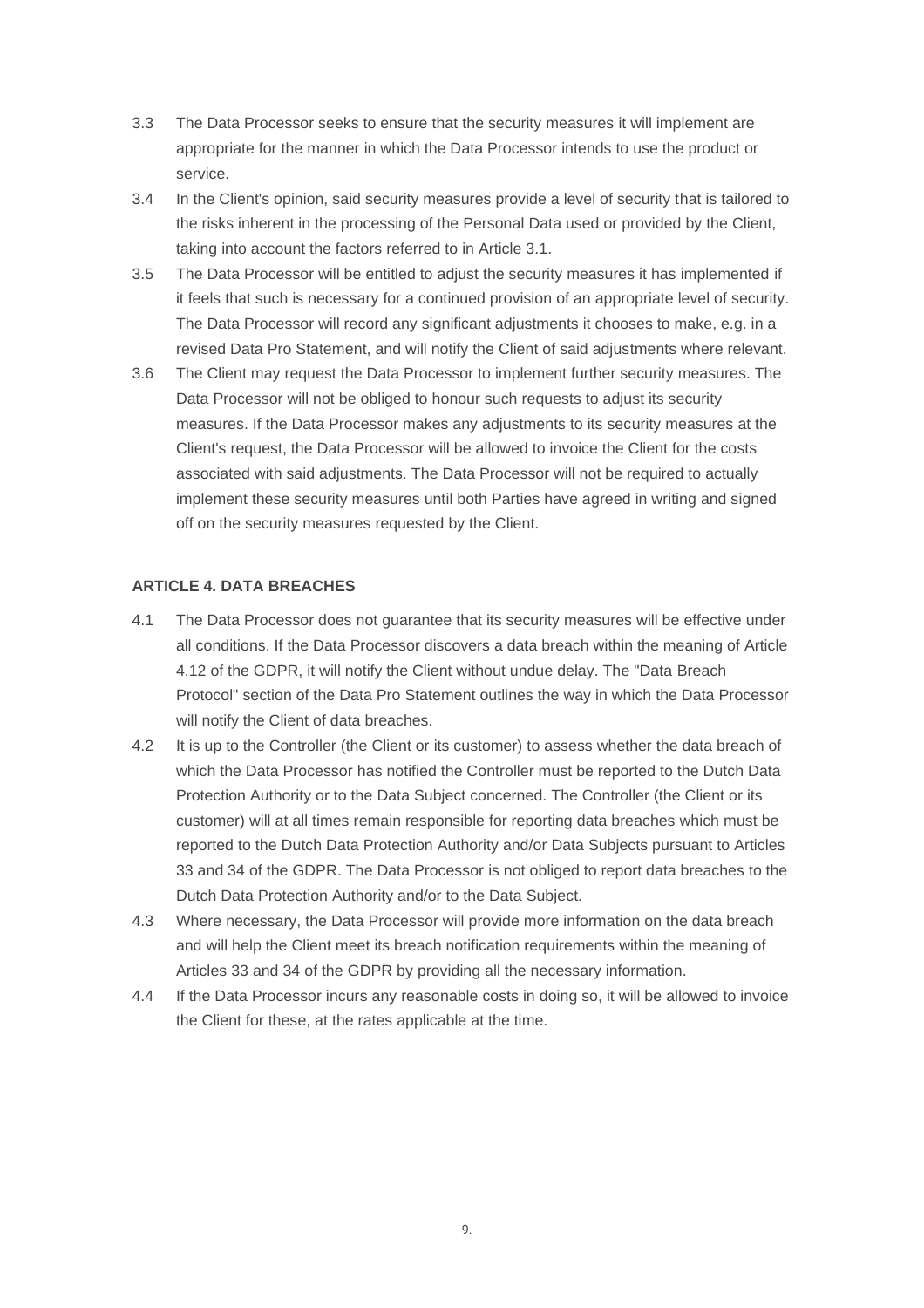3.3 The Data Processor seeks to ensure that the security measures it will implement are appropriate for the manner in which the Data Processor intends to use the product or service.

3.4 In the Client's opinion, said security measures provide a level of security that is tailored to the risks inherent in the processing of the Personal Data used or provided by the Client, taking into account the factors referred to in Article 3.1.

3.5 The Data Processor will be entitled to adjust the security measures it has implemented if it feels that such is necessary for a continued provision of an appropriate level of security. The Data Processor will record any significant adjustments it chooses to make, e.g. in a revised Data Pro Statement, and will notify the Client of said adjustments where relevant.

3.6 The Client may request the Data Processor to implement further security measures. The Data Processor will not be obliged to honour such requests to adjust its security measures. If the Data Processor makes any adjustments to its security measures at the Client's request, the Data Processor will be allowed to invoice the Client for the costs associated with said adjustments. The Data Processor will not be required to actually implement these security measures until both Parties have agreed in writing and signed off on the security measures requested by the Client.

**ARTICLE 4. DATA BREACHES**

4.1 The Data Processor does not guarantee that its security measures will be effective under all conditions. If the Data Processor discovers a data breach within the meaning of Article 4.12 of the GDPR, it will notify the Client without undue delay. The "Data Breach Protocol" section of the Data Pro Statement outlines the way in which the Data Processor will notify the Client of data breaches.

4.2 It is up to the Controller (the Client or its customer) to assess whether the data breach of which the Data Processor has notified the Controller must be reported to the Dutch Data Protection Authority or to the Data Subject concerned. The Controller (the Client or its customer) will at all times remain responsible for reporting data breaches which must be reported to the Dutch Data Protection Authority and/or Data Subjects pursuant to Articles 33 and 34 of the GDPR. The Data Processor is not obliged to report data breaches to the Dutch Data Protection Authority and/or to the Data Subject.

4.3 Where necessary, the Data Processor will provide more information on the data breach and will help the Client meet its breach notification requirements within the meaning of Articles 33 and 34 of the GDPR by providing all the necessary information.

4.4 If the Data Processor incurs any reasonable costs in doing so, it will be allowed to invoice the Client for these, at the rates applicable at the time.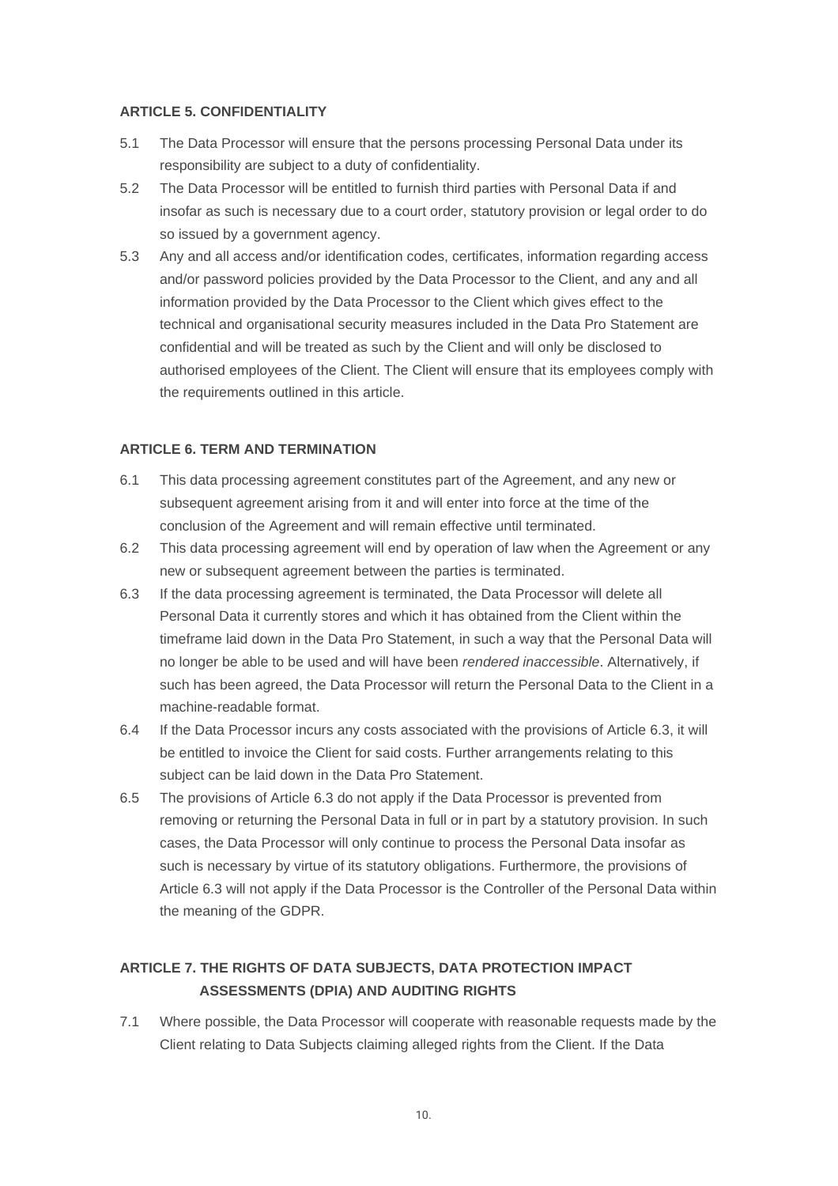**ARTICLE 5. CONFIDENTIALITY**

5.1 The Data Processor will ensure that the persons processing Personal Data under its responsibility are subject to a duty of confidentiality.

5.2 The Data Processor will be entitled to furnish third parties with Personal Data if and insofar as such is necessary due to a court order, statutory provision or legal order to do so issued by a government agency.

5.3 Any and all access and/or identification codes, certificates, information regarding access and/or password policies provided by the Data Processor to the Client, and any and all information provided by the Data Processor to the Client which gives effect to the technical and organisational security measures included in the Data Pro Statement are confidential and will be treated as such by the Client and will only be disclosed to authorised employees of the Client. The Client will ensure that its employees comply with the requirements outlined in this article.

**ARTICLE 6. TERM AND TERMINATION**

6.1 This data processing agreement constitutes part of the Agreement, and any new or subsequent agreement arising from it and will enter into force at the time of the conclusion of the Agreement and will remain effective until terminated.

6.2 This data processing agreement will end by operation of law when the Agreement or any new or subsequent agreement between the parties is terminated.

6.3 If the data processing agreement is terminated, the Data Processor will delete all Personal Data it currently stores and which it has obtained from the Client within the timeframe laid down in the Data Pro Statement, in such a way that the Personal Data will no longer be able to be used and will have been *rendered inaccessible*. Alternatively, if such has been agreed, the Data Processor will return the Personal Data to the Client in a machine-readable format.

6.4 If the Data Processor incurs any costs associated with the provisions of Article 6.3, it will be entitled to invoice the Client for said costs. Further arrangements relating to this subject can be laid down in the Data Pro Statement.

6.5 The provisions of Article 6.3 do not apply if the Data Processor is prevented from removing or returning the Personal Data in full or in part by a statutory provision. In such cases, the Data Processor will only continue to process the Personal Data insofar as such is necessary by virtue of its statutory obligations. Furthermore, the provisions of Article 6.3 will not apply if the Data Processor is the Controller of the Personal Data within the meaning of the GDPR.

**ARTICLE 7. THE RIGHTS OF DATA SUBJECTS, DATA PROTECTION IMPACT ASSESSMENTS (DPIA) AND AUDITING RIGHTS**

7.1 Where possible, the Data Processor will cooperate with reasonable requests made by the Client relating to Data Subjects claiming alleged rights from the Client. If the Data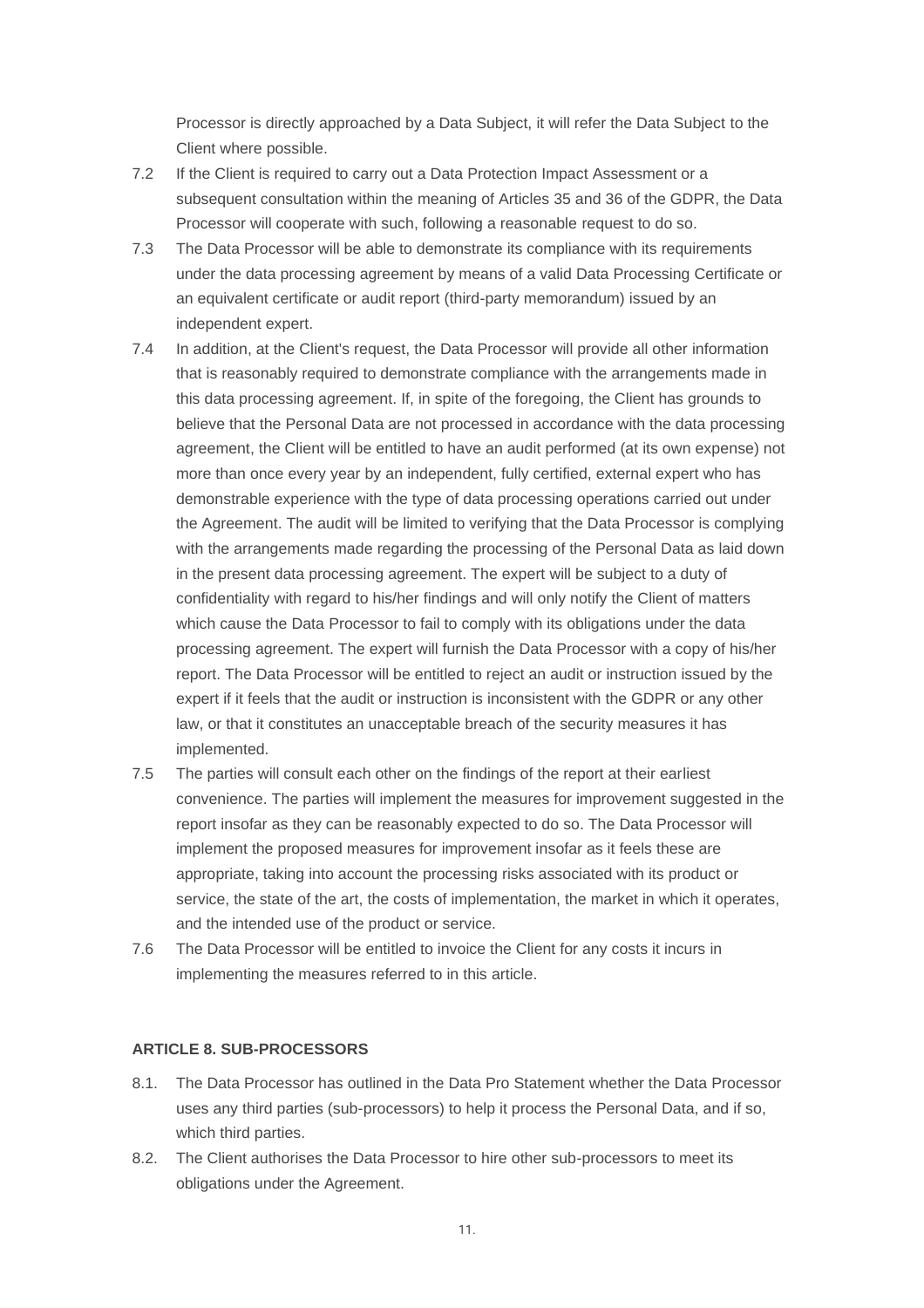Processor is directly approached by a Data Subject, it will refer the Data Subject to the Client where possible.

7.2 If the Client is required to carry out a Data Protection Impact Assessment or a subsequent consultation within the meaning of Articles 35 and 36 of the GDPR, the Data Processor will cooperate with such, following a reasonable request to do so.

7.3 The Data Processor will be able to demonstrate its compliance with its requirements under the data processing agreement by means of a valid Data Processing Certificate or an equivalent certificate or audit report (third-party memorandum) issued by an independent expert.

7.4 In addition, at the Client's request, the Data Processor will provide all other information that is reasonably required to demonstrate compliance with the arrangements made in this data processing agreement. If, in spite of the foregoing, the Client has grounds to believe that the Personal Data are not processed in accordance with the data processing agreement, the Client will be entitled to have an audit performed (at its own expense) not more than once every year by an independent, fully certified, external expert who has demonstrable experience with the type of data processing operations carried out under the Agreement. The audit will be limited to verifying that the Data Processor is complying with the arrangements made regarding the processing of the Personal Data as laid down in the present data processing agreement. The expert will be subject to a duty of confidentiality with regard to his/her findings and will only notify the Client of matters which cause the Data Processor to fail to comply with its obligations under the data processing agreement. The expert will furnish the Data Processor with a copy of his/her report. The Data Processor will be entitled to reject an audit or instruction issued by the expert if it feels that the audit or instruction is inconsistent with the GDPR or any other law, or that it constitutes an unacceptable breach of the security measures it has implemented.

7.5 The parties will consult each other on the findings of the report at their earliest convenience. The parties will implement the measures for improvement suggested in the report insofar as they can be reasonably expected to do so. The Data Processor will implement the proposed measures for improvement insofar as it feels these are appropriate, taking into account the processing risks associated with its product or service, the state of the art, the costs of implementation, the market in which it operates, and the intended use of the product or service.

7.6 The Data Processor will be entitled to invoice the Client for any costs it incurs in implementing the measures referred to in this article.

**ARTICLE 8. SUB-PROCESSORS**

8.1. The Data Processor has outlined in the Data Pro Statement whether the Data Processor uses any third parties (sub-processors) to help it process the Personal Data, and if so, which third parties.

8.2. The Client authorises the Data Processor to hire other sub-processors to meet its obligations under the Agreement.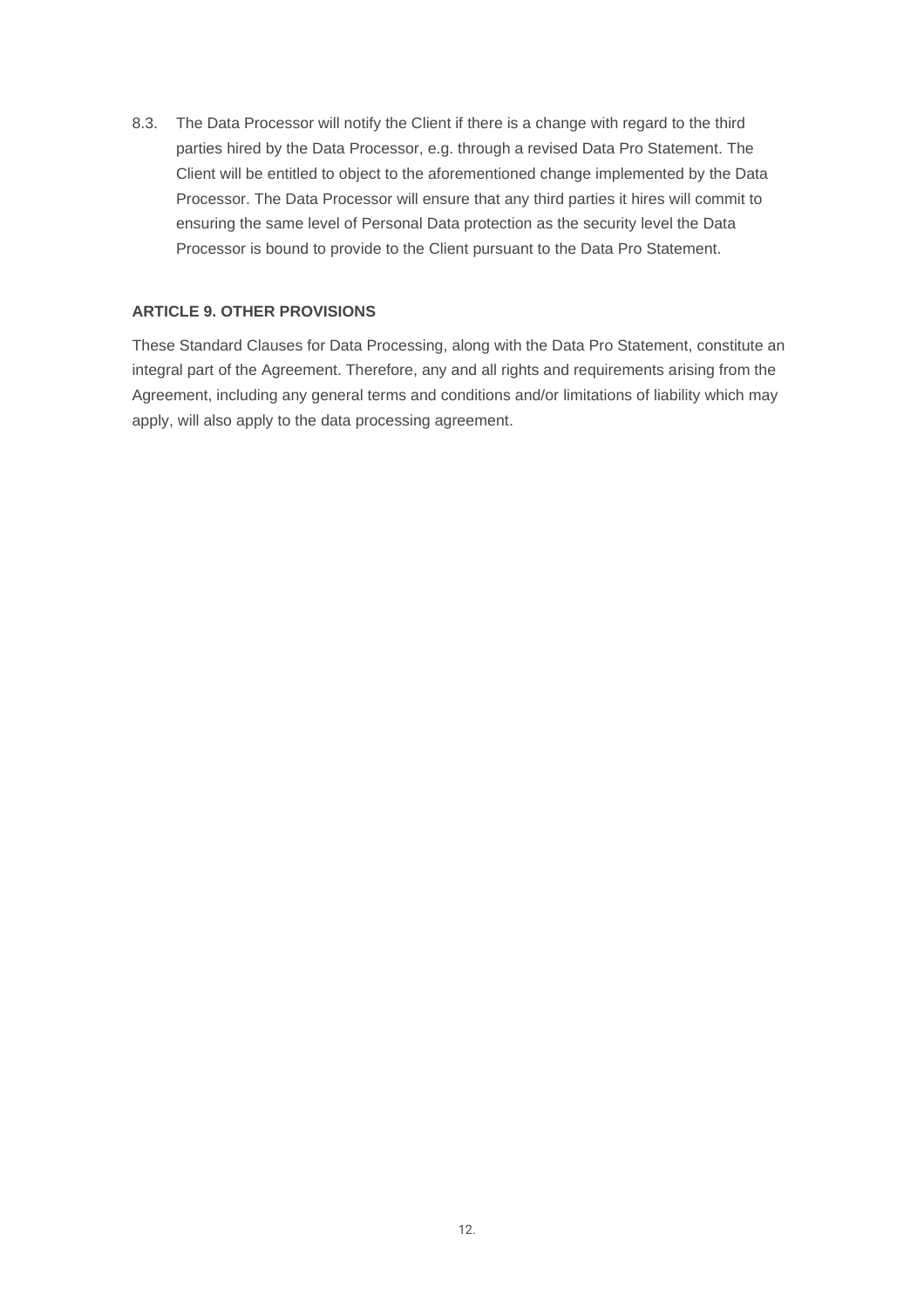8.3. The Data Processor will notify the Client if there is a change with regard to the third parties hired by the Data Processor, e.g. through a revised Data Pro Statement. The Client will be entitled to object to the aforementioned change implemented by the Data Processor. The Data Processor will ensure that any third parties it hires will commit to ensuring the same level of Personal Data protection as the security level the Data Processor is bound to provide to the Client pursuant to the Data Pro Statement.

## ARTICLE 9. OTHER PROVISIONS

These Standard Clauses for Data Processing, along with the Data Pro Statement, constitute an integral part of the Agreement. Therefore, any and all rights and requirements arising from the Agreement, including any general terms and conditions and/or limitations of liability which may apply, will also apply to the data processing agreement.